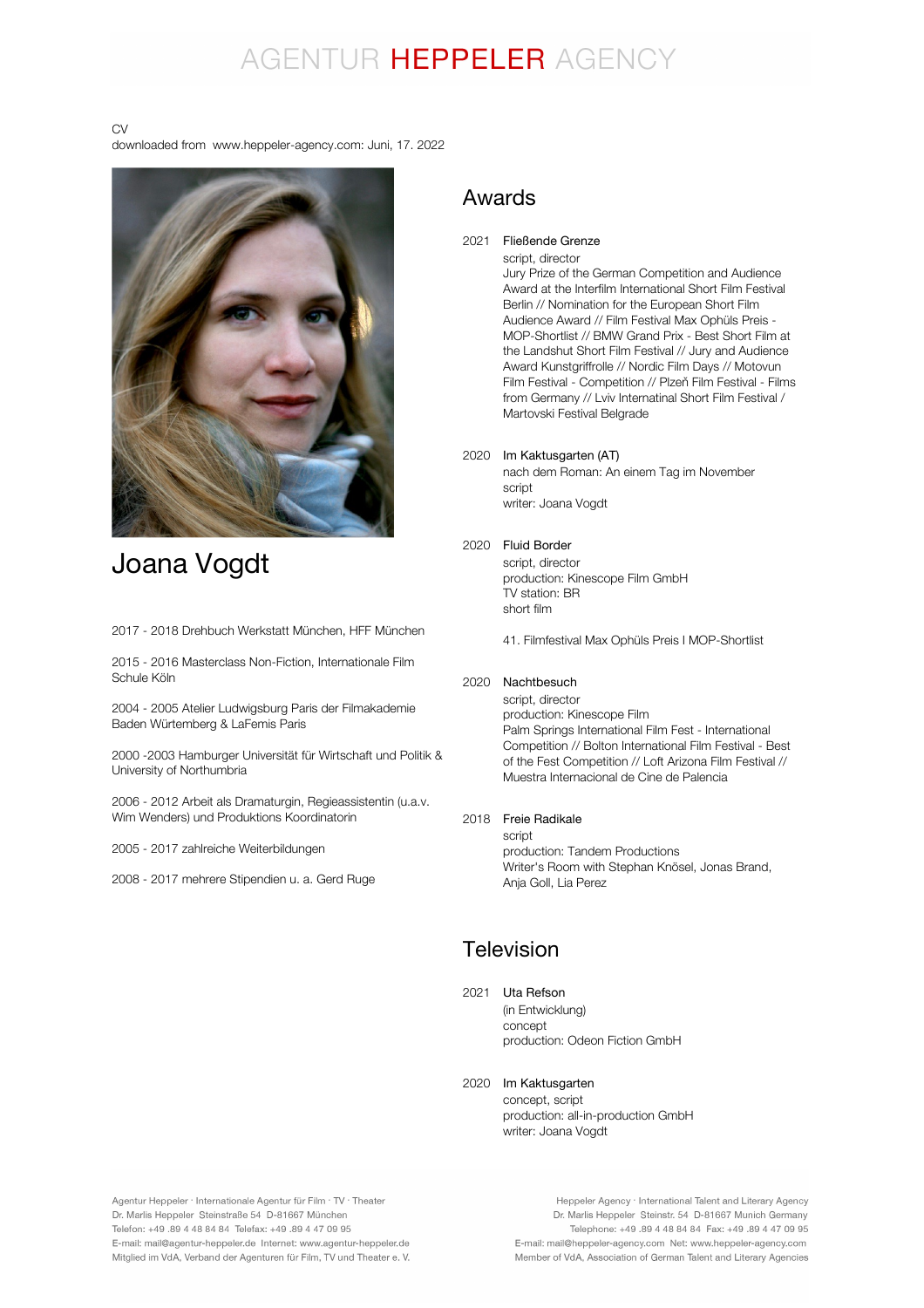# AGENTUR HEPPELER AGENCY

CV
downloaded from www.heppeler-agency.com: Juni, 17. 2022

# Joana Vogdt

2017 - 2018 Drehbuch Werkstatt München, HFF München

2015 - 2016 Masterclass Non-Fiction, Internationale Film Schule Köln

2004 - 2005 Atelier Ludwigsburg Paris der Filmakademie Baden Würtemberg & LaFemis Paris

2000 -2003 Hamburger Universität für Wirtschaft und Politik & University of Northumbria

2006 - 2012 Arbeit als Dramaturgin, Regieassistentin (u.a.v. Wim Wenders) und Produktions Koordinatorin

2005 - 2017 zahlreiche Weiterbildungen

2008 - 2017 mehrere Stipendien u. a. Gerd Ruge

## Awards

2021 Fließende Grenze
script, director
Jury Prize of the German Competition and Audience Award at the Interfilm International Short Film Festival Berlin // Nomination for the European Short Film Audience Award // Film Festival Max Ophüls Preis - MOP-Shortlist // BMW Grand Prix - Best Short Film at the Landshut Short Film Festival // Jury and Audience Award Kunstgriffrolle // Nordic Film Days // Motovun Film Festival - Competition // Plzeň Film Festival - Films from Germany // Lviv Internatinal Short Film Festival / Martovski Festival Belgrade

2020 Im Kaktusgarten (AT)
nach dem Roman: An einem Tag im November
script
writer: Joana Vogdt

2020 Fluid Border
script, director
production: Kinescope Film GmbH
TV station: BR
short film

41. Filmfestival Max Ophüls Preis I MOP-Shortlist

2020 Nachtbesuch
script, director
production: Kinescope Film
Palm Springs International Film Fest - International Competition // Bolton International Film Festival - Best of the Fest Competition // Loft Arizona Film Festival // Muestra Internacional de Cine de Palencia

2018 Freie Radikale
script
production: Tandem Productions
Writer's Room with Stephan Knösel, Jonas Brand, Anja Goll, Lia Perez

## Television

2021 Uta Refson
(in Entwicklung)
concept
production: Odeon Fiction GmbH

2020 Im Kaktusgarten
concept, script
production: all-in-production GmbH
writer: Joana Vogdt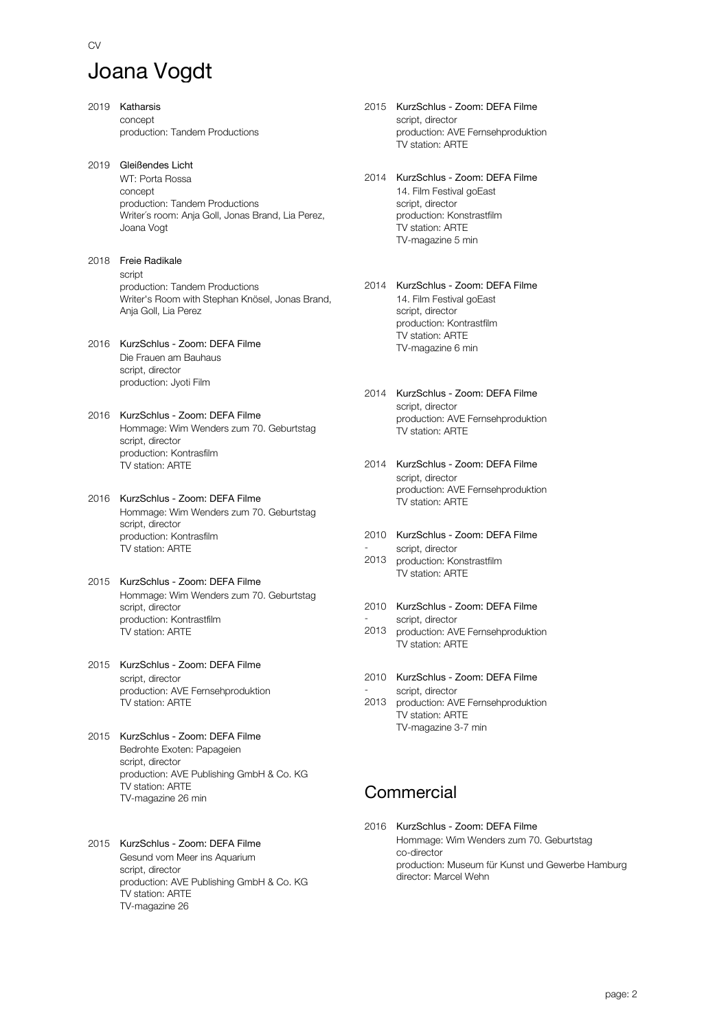CV

# Joana Vogdt

2019 **Katharsis**
concept
production: Tandem Productions

2019 **Gleißendes Licht**
WT: Porta Rossa
concept
production: Tandem Productions
Writer´s room: Anja Goll, Jonas Brand, Lia Perez, Joana Vogt

2018 **Freie Radikale**
script
production: Tandem Productions
Writer's Room with Stephan Knösel, Jonas Brand, Anja Goll, Lia Perez

2016 **KurzSchlus - Zoom: DEFA Filme**
Die Frauen am Bauhaus
script, director
production: Jyoti Film

2016 **KurzSchlus - Zoom: DEFA Filme**
Hommage: Wim Wenders zum 70. Geburtstag
script, director
production: Kontrasfilm
TV station: ARTE

2016 **KurzSchlus - Zoom: DEFA Filme**
Hommage: Wim Wenders zum 70. Geburtstag
script, director
production: Kontrasfilm
TV station: ARTE

2015 **KurzSchlus - Zoom: DEFA Filme**
Hommage: Wim Wenders zum 70. Geburtstag
script, director
production: Kontrastfilm
TV station: ARTE

2015 **KurzSchlus - Zoom: DEFA Filme**
script, director
production: AVE Fernsehproduktion
TV station: ARTE

2015 **KurzSchlus - Zoom: DEFA Filme**
Bedrohte Exoten: Papageien
script, director
production: AVE Publishing GmbH & Co. KG
TV station: ARTE
TV-magazine 26 min

2015 **KurzSchlus - Zoom: DEFA Filme**
Gesund vom Meer ins Aquarium
script, director
production: AVE Publishing GmbH & Co. KG
TV station: ARTE
TV-magazine 26

2015 **KurzSchlus - Zoom: DEFA Filme**
script, director
production: AVE Fernsehproduktion
TV station: ARTE

2014 **KurzSchlus - Zoom: DEFA Filme**
14. Film Festival goEast
script, director
production: Konstrastfilm
TV station: ARTE
TV-magazine 5 min

2014 **KurzSchlus - Zoom: DEFA Filme**
14. Film Festival goEast
script, director
production: Kontrastfilm
TV station: ARTE
TV-magazine 6 min

2014 **KurzSchlus - Zoom: DEFA Filme**
script, director
production: AVE Fernsehproduktion
TV station: ARTE

2014 **KurzSchlus - Zoom: DEFA Filme**
script, director
production: AVE Fernsehproduktion
TV station: ARTE

2010 - 2013 **KurzSchlus - Zoom: DEFA Filme**
script, director
production: Konstrastfilm
TV station: ARTE

2010 - 2013 **KurzSchlus - Zoom: DEFA Filme**
script, director
production: AVE Fernsehproduktion
TV station: ARTE

2010 - 2013 **KurzSchlus - Zoom: DEFA Filme**
script, director
production: AVE Fernsehproduktion
TV station: ARTE
TV-magazine 3-7 min

## Commercial

2016 **KurzSchlus - Zoom: DEFA Filme**
Hommage: Wim Wenders zum 70. Geburtstag
co-director
production: Museum für Kunst und Gewerbe Hamburg
director: Marcel Wehn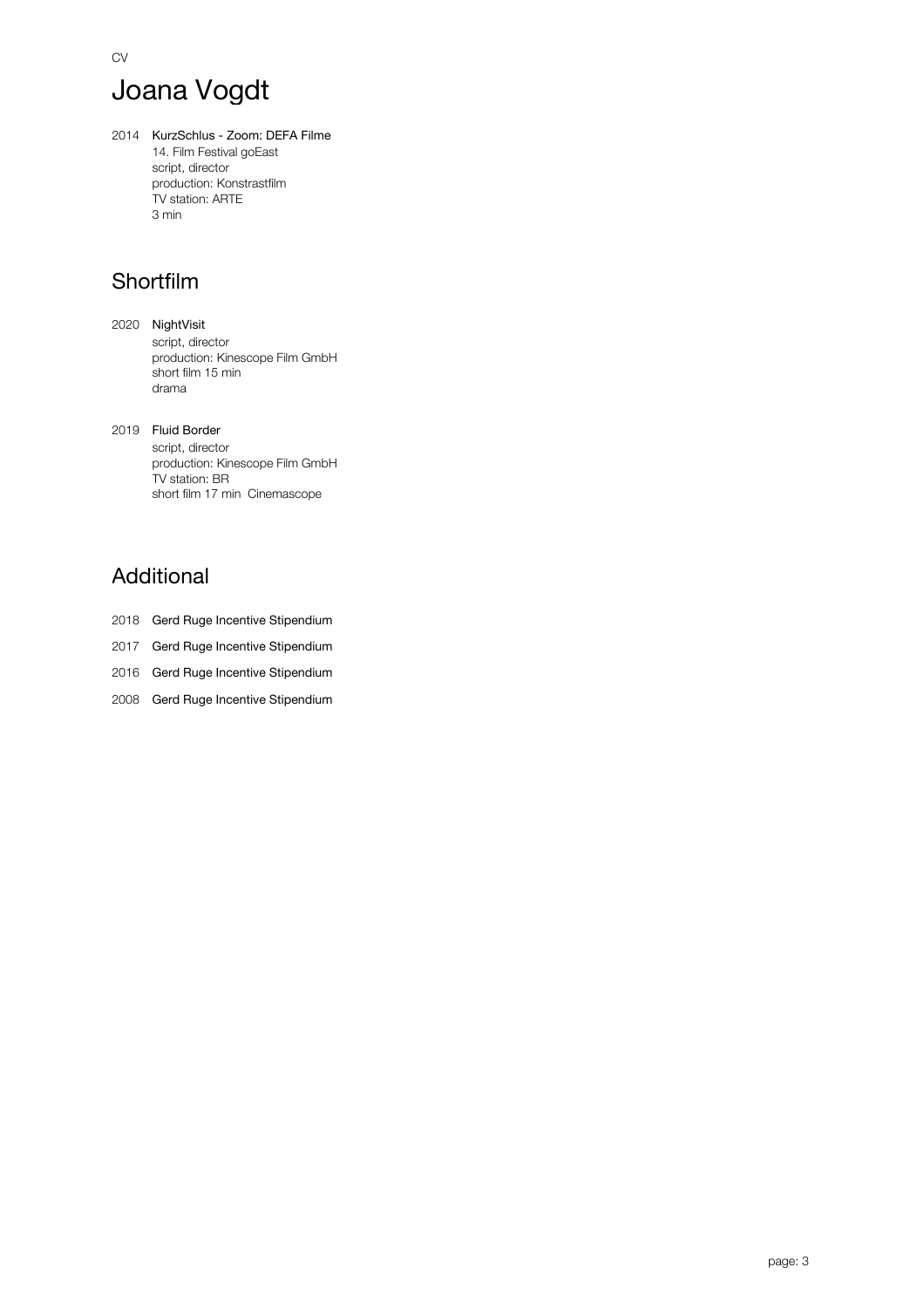# Joana Vogdt

2014 KurzSchlus - Zoom: DEFA Filme
14. Film Festival goEast
script, director
production: Konstrastfilm
TV station: ARTE
3 min

## Shortfilm

2020 NightVisit
script, director
production: Kinescope Film GmbH
short film 15 min
drama

2019 Fluid Border
script, director
production: Kinescope Film GmbH
TV station: BR
short film 17 min Cinemascope

## Additional

2018 Gerd Ruge Incentive Stipendium

2017 Gerd Ruge Incentive Stipendium

2016 Gerd Ruge Incentive Stipendium

2008 Gerd Ruge Incentive Stipendium